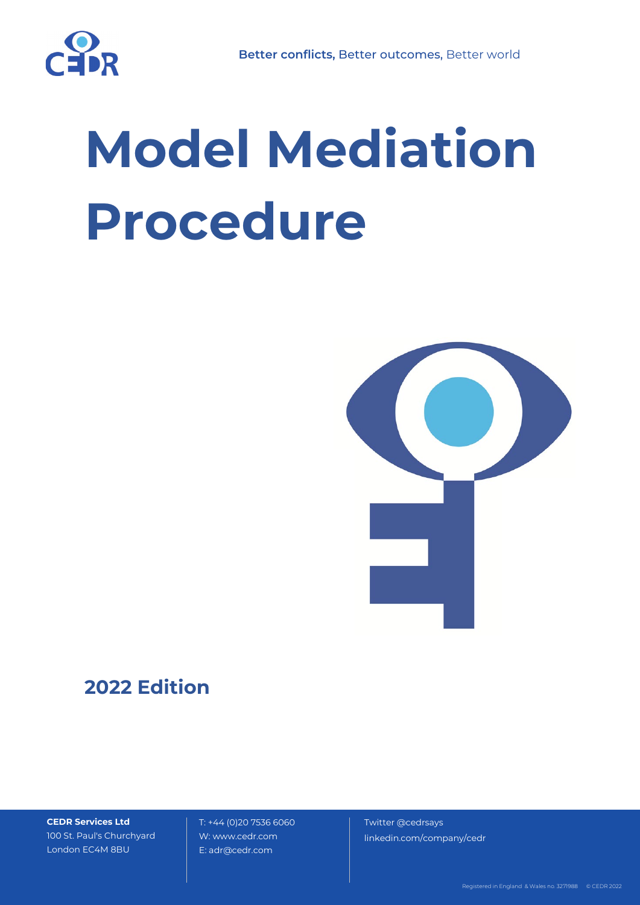Better conflicts, Better outcomes, Better world

# Model Mediation Procedure

## 2022 Edition

**CEDR Services Ltd**
100 St. Paul's Churchyard
London EC4M 8BU

T: +44 (0)20 7536 6060
W: www.cedr.com
E: adr@cedr.com

Twitter @cedrsays
linkedin.com/company/cedr

Registered in England & Wales no. 3271988 © CEDR 2022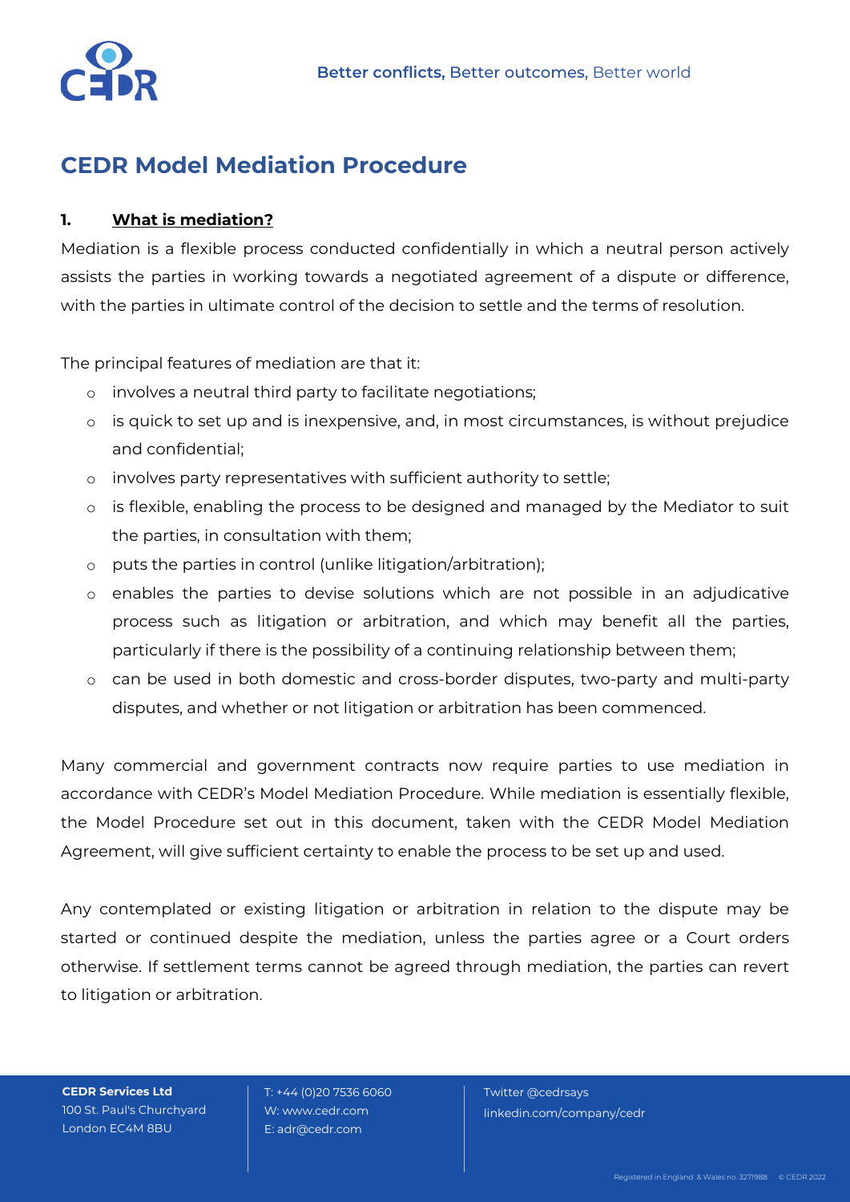# CEDR Model Mediation Procedure

## 1. What is mediation?

Mediation is a flexible process conducted confidentially in which a neutral person actively assists the parties in working towards a negotiated agreement of a dispute or difference, with the parties in ultimate control of the decision to settle and the terms of resolution.

The principal features of mediation are that it:

- involves a neutral third party to facilitate negotiations;
- is quick to set up and is inexpensive, and, in most circumstances, is without prejudice and confidential;
- involves party representatives with sufficient authority to settle;
- is flexible, enabling the process to be designed and managed by the Mediator to suit the parties, in consultation with them;
- puts the parties in control (unlike litigation/arbitration);
- enables the parties to devise solutions which are not possible in an adjudicative process such as litigation or arbitration, and which may benefit all the parties, particularly if there is the possibility of a continuing relationship between them;
- can be used in both domestic and cross-border disputes, two-party and multi-party disputes, and whether or not litigation or arbitration has been commenced.

Many commercial and government contracts now require parties to use mediation in accordance with CEDR's Model Mediation Procedure. While mediation is essentially flexible, the Model Procedure set out in this document, taken with the CEDR Model Mediation Agreement, will give sufficient certainty to enable the process to be set up and used.

Any contemplated or existing litigation or arbitration in relation to the dispute may be started or continued despite the mediation, unless the parties agree or a Court orders otherwise. If settlement terms cannot be agreed through mediation, the parties can revert to litigation or arbitration.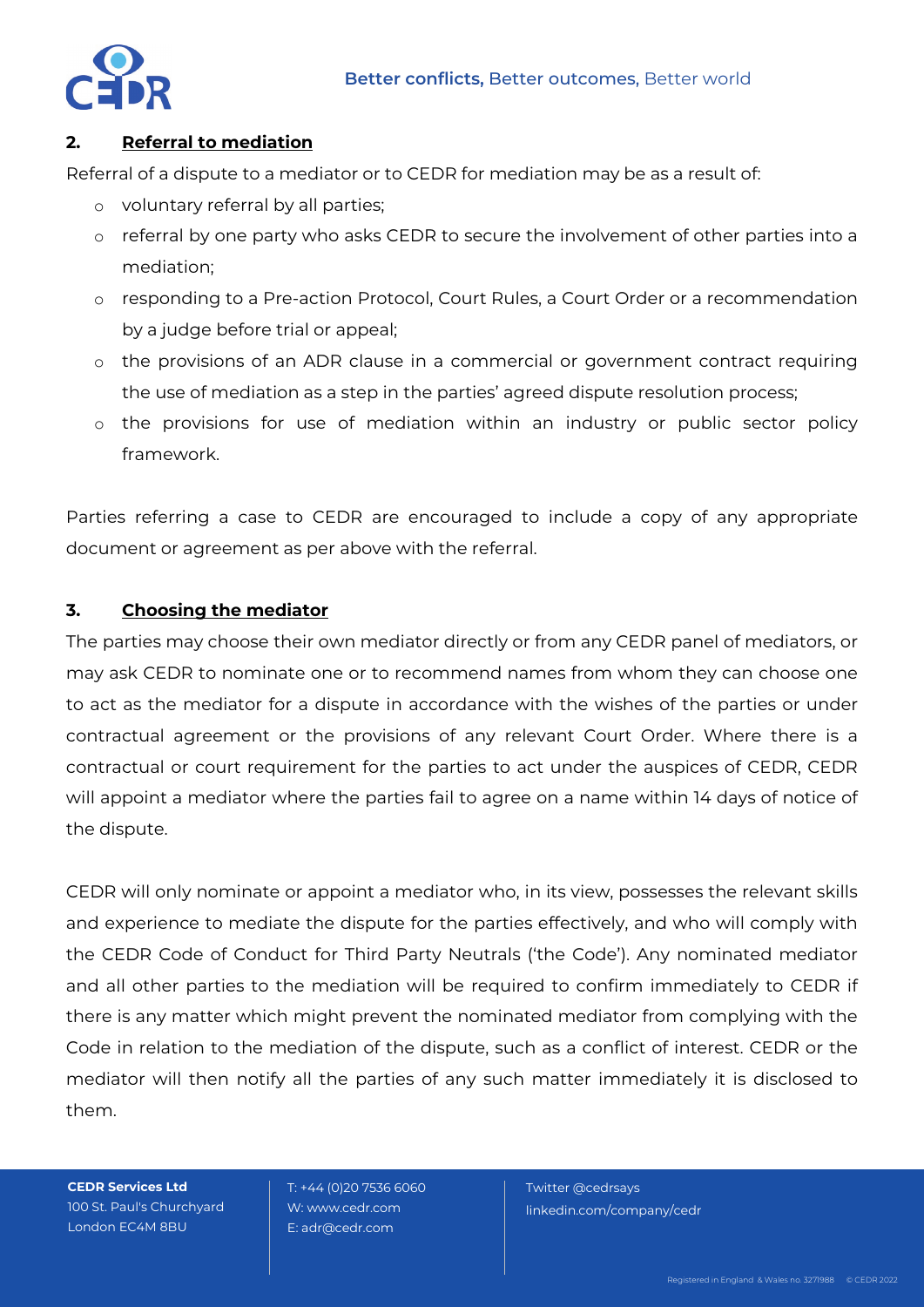## 2. Referral to mediation

Referral of a dispute to a mediator or to CEDR for mediation may be as a result of:

- voluntary referral by all parties;
- referral by one party who asks CEDR to secure the involvement of other parties into a mediation;
- responding to a Pre-action Protocol, Court Rules, a Court Order or a recommendation by a judge before trial or appeal;
- the provisions of an ADR clause in a commercial or government contract requiring the use of mediation as a step in the parties' agreed dispute resolution process;
- the provisions for use of mediation within an industry or public sector policy framework.

Parties referring a case to CEDR are encouraged to include a copy of any appropriate document or agreement as per above with the referral.

## 3. Choosing the mediator

The parties may choose their own mediator directly or from any CEDR panel of mediators, or may ask CEDR to nominate one or to recommend names from whom they can choose one to act as the mediator for a dispute in accordance with the wishes of the parties or under contractual agreement or the provisions of any relevant Court Order. Where there is a contractual or court requirement for the parties to act under the auspices of CEDR, CEDR will appoint a mediator where the parties fail to agree on a name within 14 days of notice of the dispute.

CEDR will only nominate or appoint a mediator who, in its view, possesses the relevant skills and experience to mediate the dispute for the parties effectively, and who will comply with the CEDR Code of Conduct for Third Party Neutrals ('the Code'). Any nominated mediator and all other parties to the mediation will be required to confirm immediately to CEDR if there is any matter which might prevent the nominated mediator from complying with the Code in relation to the mediation of the dispute, such as a conflict of interest. CEDR or the mediator will then notify all the parties of any such matter immediately it is disclosed to them.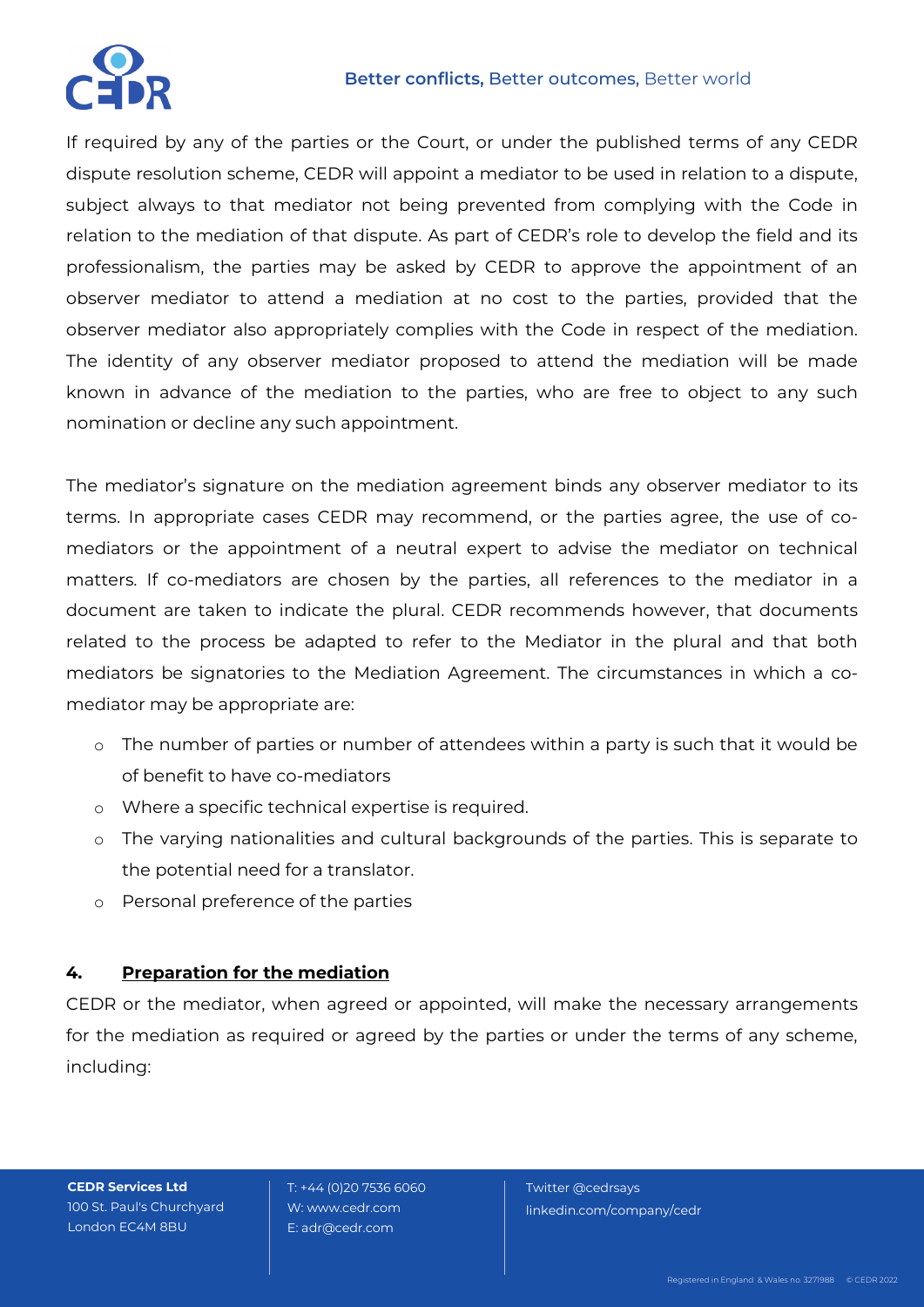If required by any of the parties or the Court, or under the published terms of any CEDR dispute resolution scheme, CEDR will appoint a mediator to be used in relation to a dispute, subject always to that mediator not being prevented from complying with the Code in relation to the mediation of that dispute. As part of CEDR's role to develop the field and its professionalism, the parties may be asked by CEDR to approve the appointment of an observer mediator to attend a mediation at no cost to the parties, provided that the observer mediator also appropriately complies with the Code in respect of the mediation. The identity of any observer mediator proposed to attend the mediation will be made known in advance of the mediation to the parties, who are free to object to any such nomination or decline any such appointment.

The mediator's signature on the mediation agreement binds any observer mediator to its terms. In appropriate cases CEDR may recommend, or the parties agree, the use of co-mediators or the appointment of a neutral expert to advise the mediator on technical matters. If co-mediators are chosen by the parties, all references to the mediator in a document are taken to indicate the plural. CEDR recommends however, that documents related to the process be adapted to refer to the Mediator in the plural and that both mediators be signatories to the Mediation Agreement. The circumstances in which a co-mediator may be appropriate are:

- The number of parties or number of attendees within a party is such that it would be of benefit to have co-mediators
- Where a specific technical expertise is required.
- The varying nationalities and cultural backgrounds of the parties. This is separate to the potential need for a translator.
- Personal preference of the parties

## 4. Preparation for the mediation

CEDR or the mediator, when agreed or appointed, will make the necessary arrangements for the mediation as required or agreed by the parties or under the terms of any scheme, including: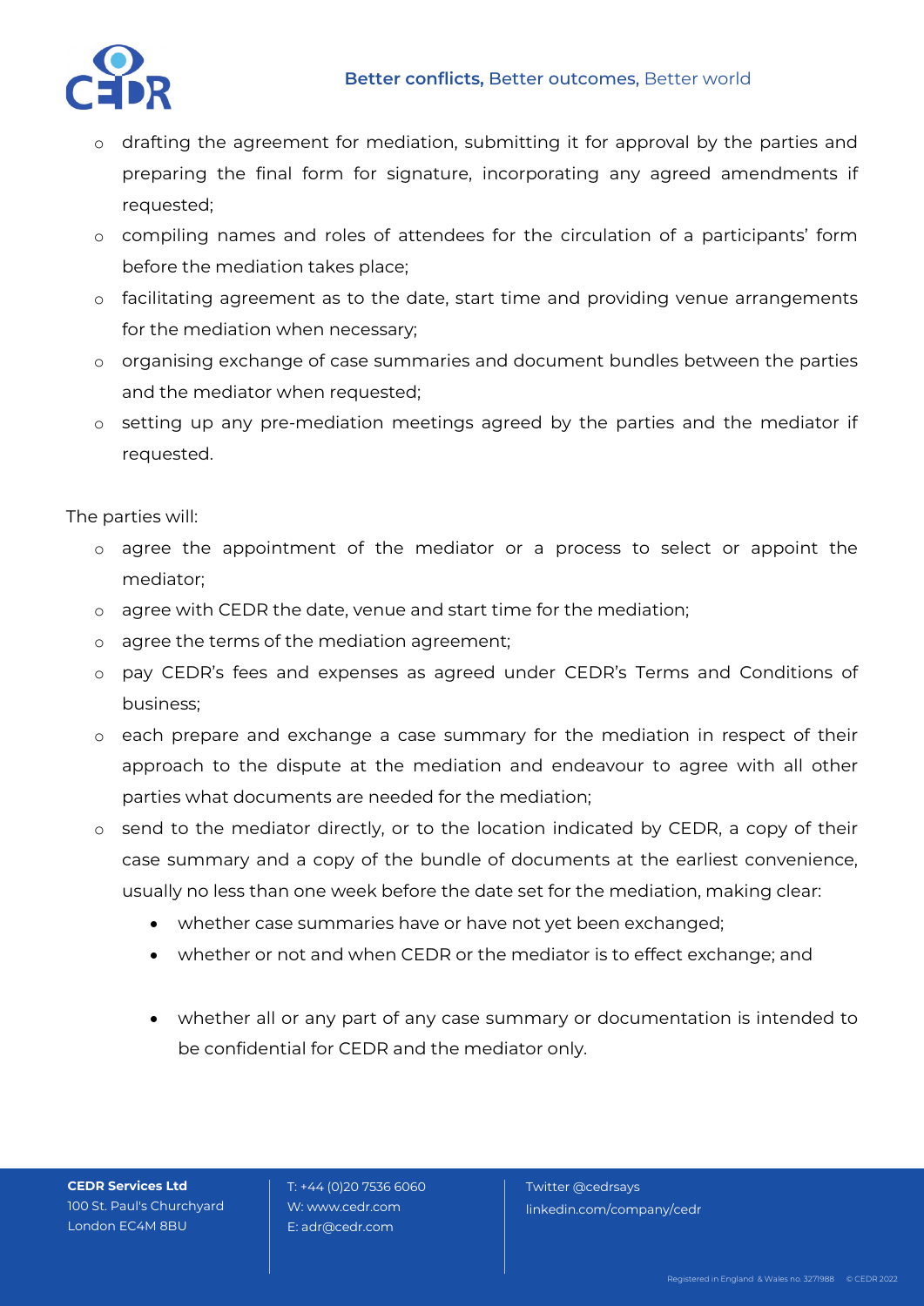- drafting the agreement for mediation, submitting it for approval by the parties and preparing the final form for signature, incorporating any agreed amendments if requested;
- compiling names and roles of attendees for the circulation of a participants' form before the mediation takes place;
- facilitating agreement as to the date, start time and providing venue arrangements for the mediation when necessary;
- organising exchange of case summaries and document bundles between the parties and the mediator when requested;
- setting up any pre-mediation meetings agreed by the parties and the mediator if requested.

The parties will:

- agree the appointment of the mediator or a process to select or appoint the mediator;
- agree with CEDR the date, venue and start time for the mediation;
- agree the terms of the mediation agreement;
- pay CEDR's fees and expenses as agreed under CEDR's Terms and Conditions of business;
- each prepare and exchange a case summary for the mediation in respect of their approach to the dispute at the mediation and endeavour to agree with all other parties what documents are needed for the mediation;
- send to the mediator directly, or to the location indicated by CEDR, a copy of their case summary and a copy of the bundle of documents at the earliest convenience, usually no less than one week before the date set for the mediation, making clear:
    - whether case summaries have or have not yet been exchanged;
    - whether or not and when CEDR or the mediator is to effect exchange; and
    - whether all or any part of any case summary or documentation is intended to be confidential for CEDR and the mediator only.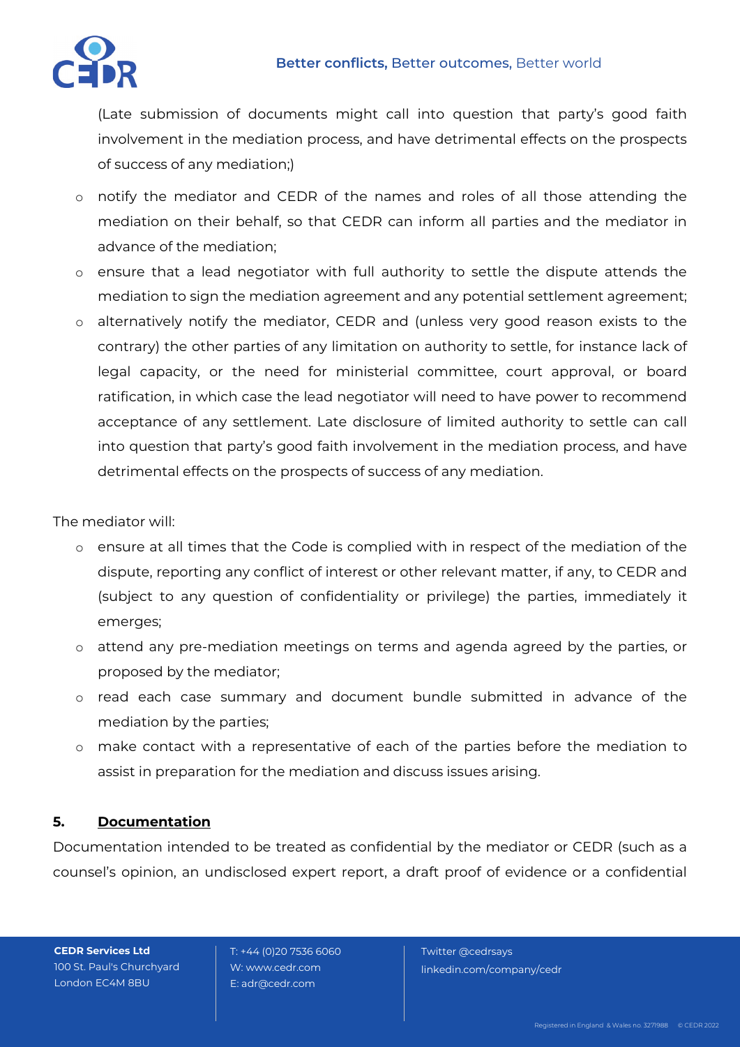(Late submission of documents might call into question that party's good faith involvement in the mediation process, and have detrimental effects on the prospects of success of any mediation;)

- notify the mediator and CEDR of the names and roles of all those attending the mediation on their behalf, so that CEDR can inform all parties and the mediator in advance of the mediation;
- ensure that a lead negotiator with full authority to settle the dispute attends the mediation to sign the mediation agreement and any potential settlement agreement;
- alternatively notify the mediator, CEDR and (unless very good reason exists to the contrary) the other parties of any limitation on authority to settle, for instance lack of legal capacity, or the need for ministerial committee, court approval, or board ratification, in which case the lead negotiator will need to have power to recommend acceptance of any settlement. Late disclosure of limited authority to settle can call into question that party's good faith involvement in the mediation process, and have detrimental effects on the prospects of success of any mediation.

The mediator will:

- ensure at all times that the Code is complied with in respect of the mediation of the dispute, reporting any conflict of interest or other relevant matter, if any, to CEDR and (subject to any question of confidentiality or privilege) the parties, immediately it emerges;
- attend any pre-mediation meetings on terms and agenda agreed by the parties, or proposed by the mediator;
- read each case summary and document bundle submitted in advance of the mediation by the parties;
- make contact with a representative of each of the parties before the mediation to assist in preparation for the mediation and discuss issues arising.

## 5. Documentation

Documentation intended to be treated as confidential by the mediator or CEDR (such as a counsel's opinion, an undisclosed expert report, a draft proof of evidence or a confidential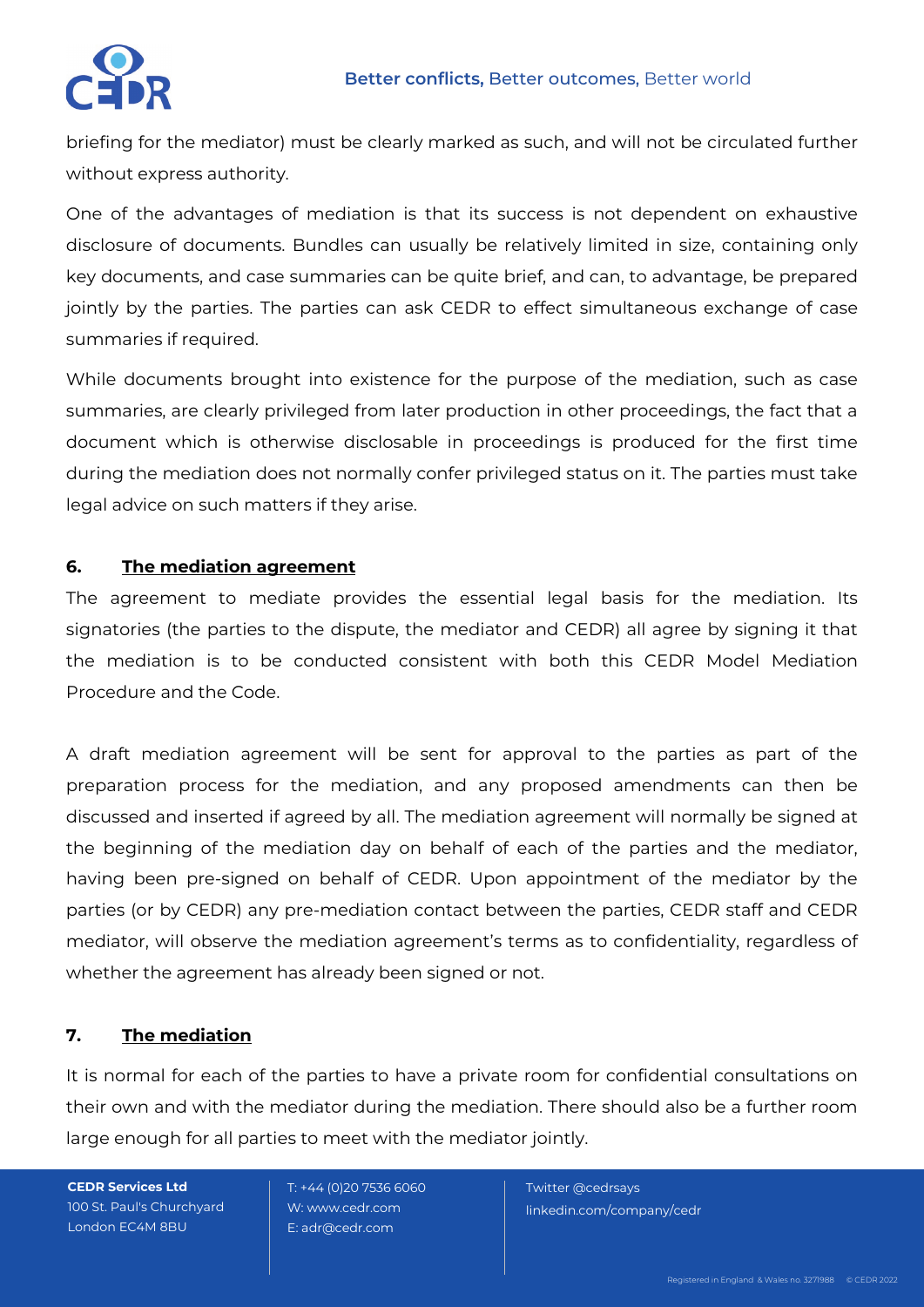briefing for the mediator) must be clearly marked as such, and will not be circulated further without express authority.

One of the advantages of mediation is that its success is not dependent on exhaustive disclosure of documents. Bundles can usually be relatively limited in size, containing only key documents, and case summaries can be quite brief, and can, to advantage, be prepared jointly by the parties. The parties can ask CEDR to effect simultaneous exchange of case summaries if required.

While documents brought into existence for the purpose of the mediation, such as case summaries, are clearly privileged from later production in other proceedings, the fact that a document which is otherwise disclosable in proceedings is produced for the first time during the mediation does not normally confer privileged status on it. The parties must take legal advice on such matters if they arise.

## 6. The mediation agreement

The agreement to mediate provides the essential legal basis for the mediation. Its signatories (the parties to the dispute, the mediator and CEDR) all agree by signing it that the mediation is to be conducted consistent with both this CEDR Model Mediation Procedure and the Code.

A draft mediation agreement will be sent for approval to the parties as part of the preparation process for the mediation, and any proposed amendments can then be discussed and inserted if agreed by all. The mediation agreement will normally be signed at the beginning of the mediation day on behalf of each of the parties and the mediator, having been pre-signed on behalf of CEDR. Upon appointment of the mediator by the parties (or by CEDR) any pre-mediation contact between the parties, CEDR staff and CEDR mediator, will observe the mediation agreement's terms as to confidentiality, regardless of whether the agreement has already been signed or not.

## 7. The mediation

It is normal for each of the parties to have a private room for confidential consultations on their own and with the mediator during the mediation. There should also be a further room large enough for all parties to meet with the mediator jointly.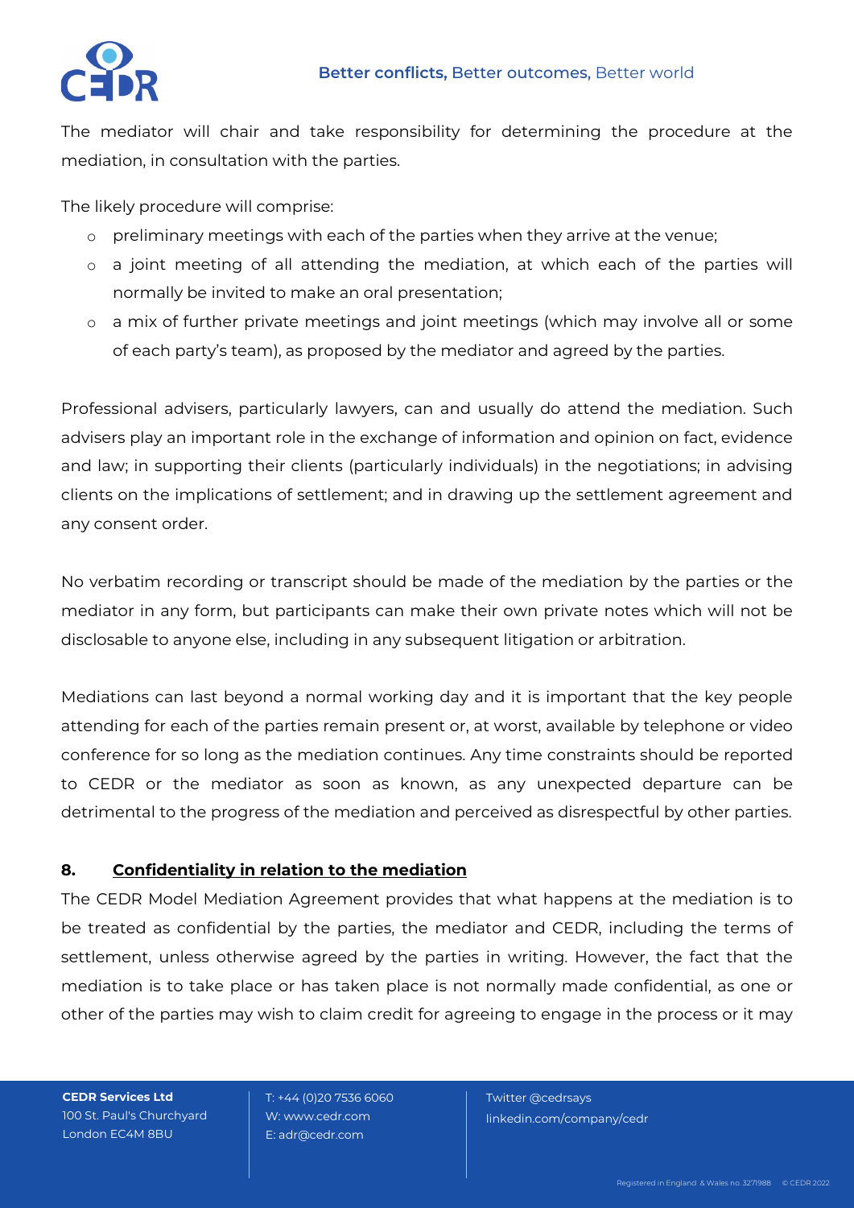The mediator will chair and take responsibility for determining the procedure at the mediation, in consultation with the parties.

The likely procedure will comprise:

- preliminary meetings with each of the parties when they arrive at the venue;
- a joint meeting of all attending the mediation, at which each of the parties will normally be invited to make an oral presentation;
- a mix of further private meetings and joint meetings (which may involve all or some of each party's team), as proposed by the mediator and agreed by the parties.

Professional advisers, particularly lawyers, can and usually do attend the mediation. Such advisers play an important role in the exchange of information and opinion on fact, evidence and law; in supporting their clients (particularly individuals) in the negotiations; in advising clients on the implications of settlement; and in drawing up the settlement agreement and any consent order.

No verbatim recording or transcript should be made of the mediation by the parties or the mediator in any form, but participants can make their own private notes which will not be disclosable to anyone else, including in any subsequent litigation or arbitration.

Mediations can last beyond a normal working day and it is important that the key people attending for each of the parties remain present or, at worst, available by telephone or video conference for so long as the mediation continues. Any time constraints should be reported to CEDR or the mediator as soon as known, as any unexpected departure can be detrimental to the progress of the mediation and perceived as disrespectful by other parties.

## 8. Confidentiality in relation to the mediation

The CEDR Model Mediation Agreement provides that what happens at the mediation is to be treated as confidential by the parties, the mediator and CEDR, including the terms of settlement, unless otherwise agreed by the parties in writing. However, the fact that the mediation is to take place or has taken place is not normally made confidential, as one or other of the parties may wish to claim credit for agreeing to engage in the process or it may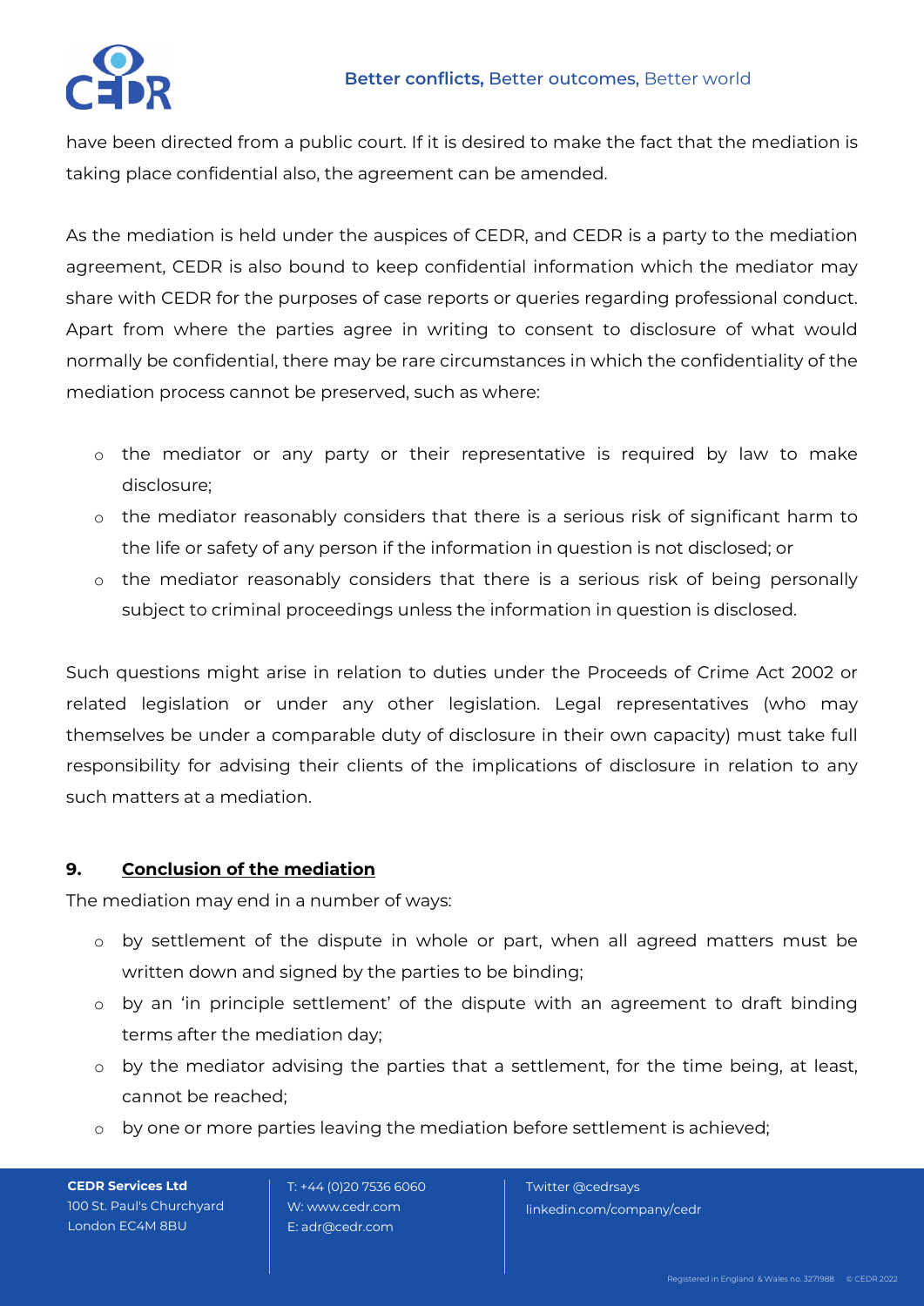have been directed from a public court. If it is desired to make the fact that the mediation is taking place confidential also, the agreement can be amended.

As the mediation is held under the auspices of CEDR, and CEDR is a party to the mediation agreement, CEDR is also bound to keep confidential information which the mediator may share with CEDR for the purposes of case reports or queries regarding professional conduct. Apart from where the parties agree in writing to consent to disclosure of what would normally be confidential, there may be rare circumstances in which the confidentiality of the mediation process cannot be preserved, such as where:

- the mediator or any party or their representative is required by law to make disclosure;
- the mediator reasonably considers that there is a serious risk of significant harm to the life or safety of any person if the information in question is not disclosed; or
- the mediator reasonably considers that there is a serious risk of being personally subject to criminal proceedings unless the information in question is disclosed.

Such questions might arise in relation to duties under the Proceeds of Crime Act 2002 or related legislation or under any other legislation. Legal representatives (who may themselves be under a comparable duty of disclosure in their own capacity) must take full responsibility for advising their clients of the implications of disclosure in relation to any such matters at a mediation.

## 9. Conclusion of the mediation

The mediation may end in a number of ways:

- by settlement of the dispute in whole or part, when all agreed matters must be written down and signed by the parties to be binding;
- by an 'in principle settlement' of the dispute with an agreement to draft binding terms after the mediation day;
- by the mediator advising the parties that a settlement, for the time being, at least, cannot be reached;
- by one or more parties leaving the mediation before settlement is achieved;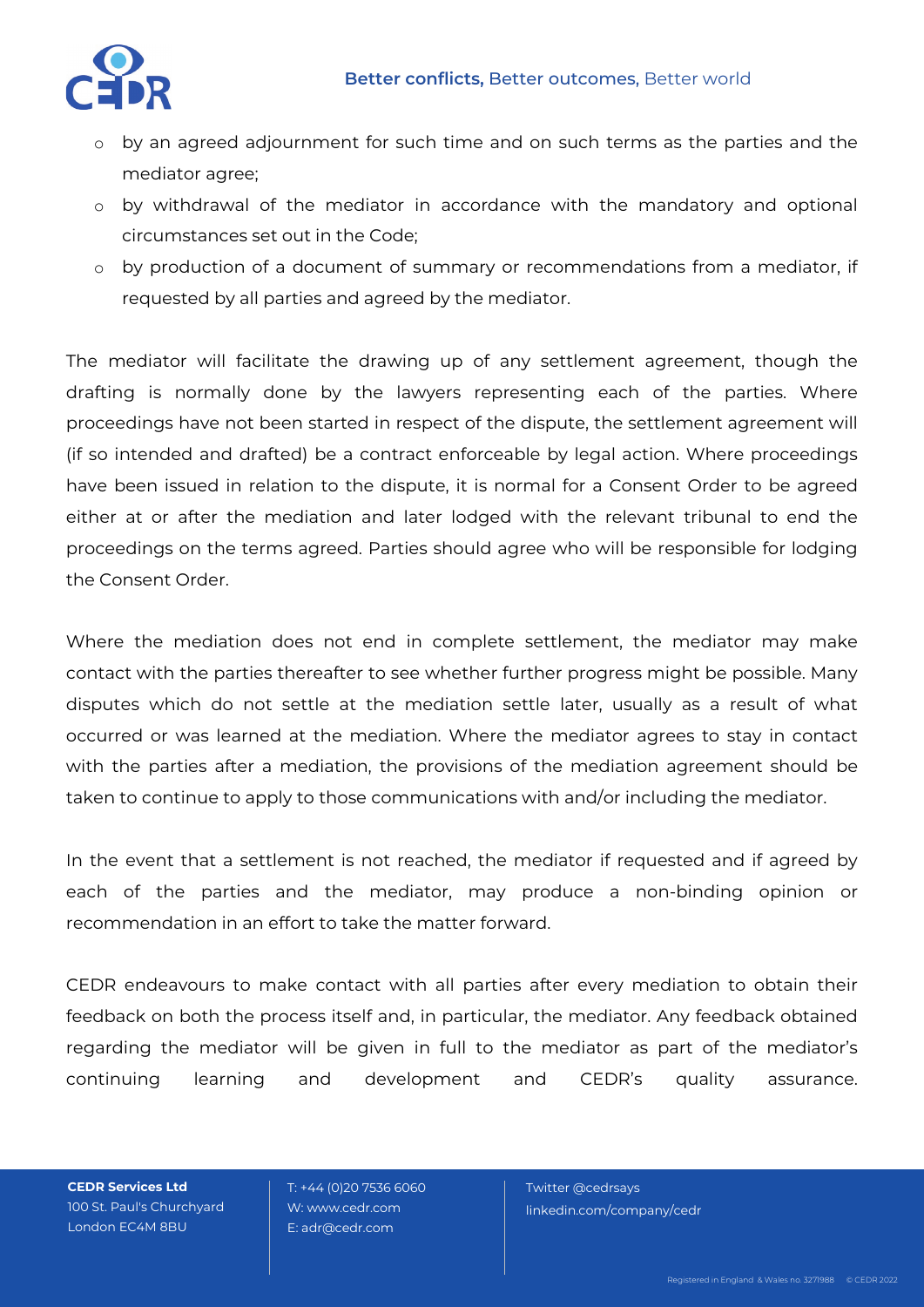- by an agreed adjournment for such time and on such terms as the parties and the mediator agree;
- by withdrawal of the mediator in accordance with the mandatory and optional circumstances set out in the Code;
- by production of a document of summary or recommendations from a mediator, if requested by all parties and agreed by the mediator.

The mediator will facilitate the drawing up of any settlement agreement, though the drafting is normally done by the lawyers representing each of the parties. Where proceedings have not been started in respect of the dispute, the settlement agreement will (if so intended and drafted) be a contract enforceable by legal action. Where proceedings have been issued in relation to the dispute, it is normal for a Consent Order to be agreed either at or after the mediation and later lodged with the relevant tribunal to end the proceedings on the terms agreed. Parties should agree who will be responsible for lodging the Consent Order.

Where the mediation does not end in complete settlement, the mediator may make contact with the parties thereafter to see whether further progress might be possible. Many disputes which do not settle at the mediation settle later, usually as a result of what occurred or was learned at the mediation. Where the mediator agrees to stay in contact with the parties after a mediation, the provisions of the mediation agreement should be taken to continue to apply to those communications with and/or including the mediator.

In the event that a settlement is not reached, the mediator if requested and if agreed by each of the parties and the mediator, may produce a non-binding opinion or recommendation in an effort to take the matter forward.

CEDR endeavours to make contact with all parties after every mediation to obtain their feedback on both the process itself and, in particular, the mediator. Any feedback obtained regarding the mediator will be given in full to the mediator as part of the mediator's continuing learning and development and CEDR's quality assurance.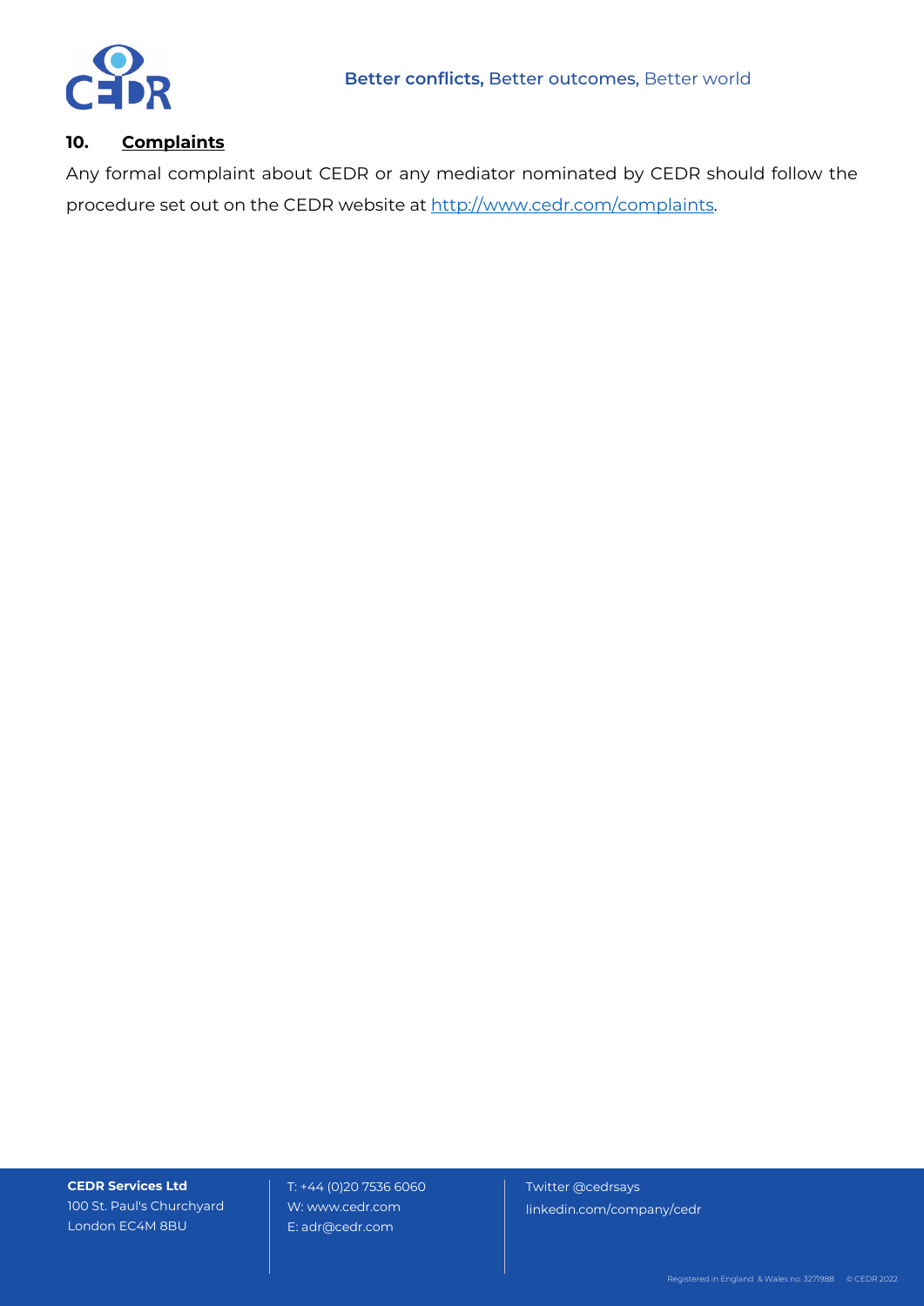## 10. Complaints

Any formal complaint about CEDR or any mediator nominated by CEDR should follow the procedure set out on the CEDR website at http://www.cedr.com/complaints.